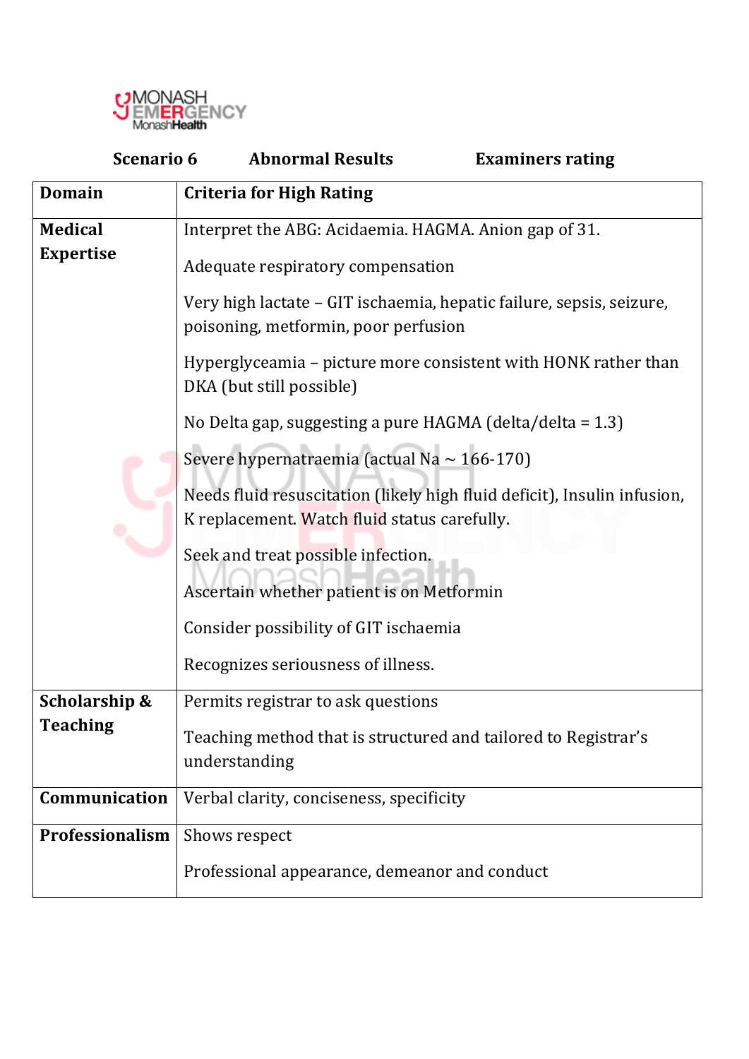**Scenario 6** **Abnormal Results** **Examiners rating**

| **Domain** | **Criteria for High Rating** |
|---|---|
| **Medical Expertise** | Interpret the ABG: Acidaemia. HAGMA. Anion gap of 31.<br><br>Adequate respiratory compensation<br><br>Very high lactate – GIT ischaemia, hepatic failure, sepsis, seizure, poisoning, metformin, poor perfusion<br><br>Hyperglyceamia – picture more consistent with HONK rather than DKA (but still possible)<br><br>No Delta gap, suggesting a pure HAGMA (delta/delta = 1.3)<br><br>Severe hypernatraemia (actual Na ~ 166-170)<br><br>Needs fluid resuscitation (likely high fluid deficit), Insulin infusion, K replacement. Watch fluid status carefully.<br><br>Seek and treat possible infection.<br><br>Ascertain whether patient is on Metformin<br><br>Consider possibility of GIT ischaemia<br><br>Recognizes seriousness of illness. |
| **Scholarship & Teaching** | Permits registrar to ask questions<br><br>Teaching method that is structured and tailored to Registrar's understanding |
| **Communication** | Verbal clarity, conciseness, specificity |
| **Professionalism** | Shows respect<br><br>Professional appearance, demeanor and conduct |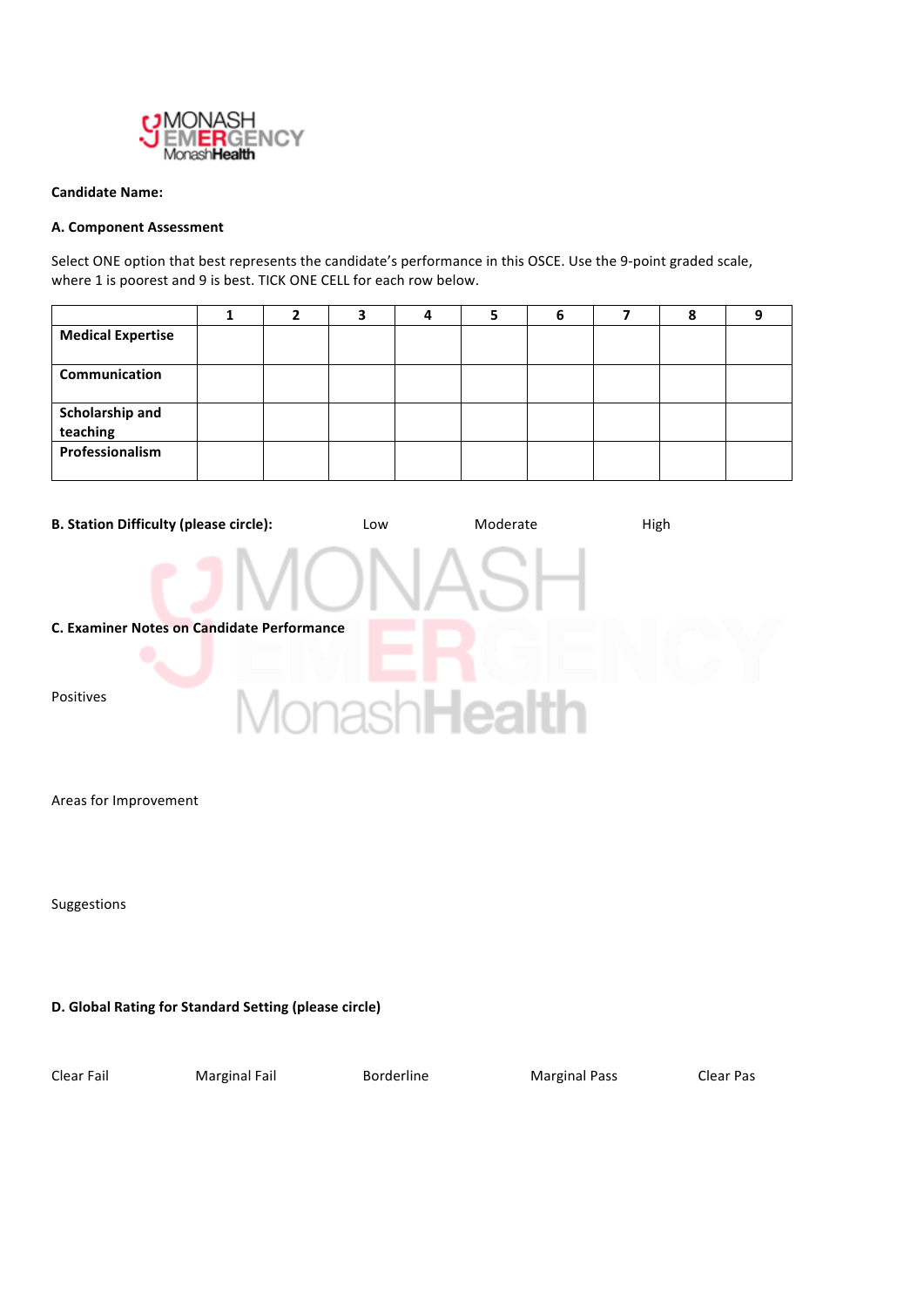**Candidate Name:**

**A. Component Assessment**

Select ONE option that best represents the candidate's performance in this OSCE. Use the 9-point graded scale, where 1 is poorest and 9 is best. TICK ONE CELL for each row below.

| | 1 | 2 | 3 | 4 | 5 | 6 | 7 | 8 | 9 |
|---|---|---|---|---|---|---|---|---|---|
| **Medical Expertise** | | | | | | | | | |
| **Communication** | | | | | | | | | |
| **Scholarship and teaching** | | | | | | | | | |
| **Professionalism** | | | | | | | | | |

**B. Station Difficulty (please circle):** Low Moderate High

**C. Examiner Notes on Candidate Performance**

Positives

Areas for Improvement

Suggestions

**D. Global Rating for Standard Setting (please circle)**

Clear Fail Marginal Fail Borderline Marginal Pass Clear Pas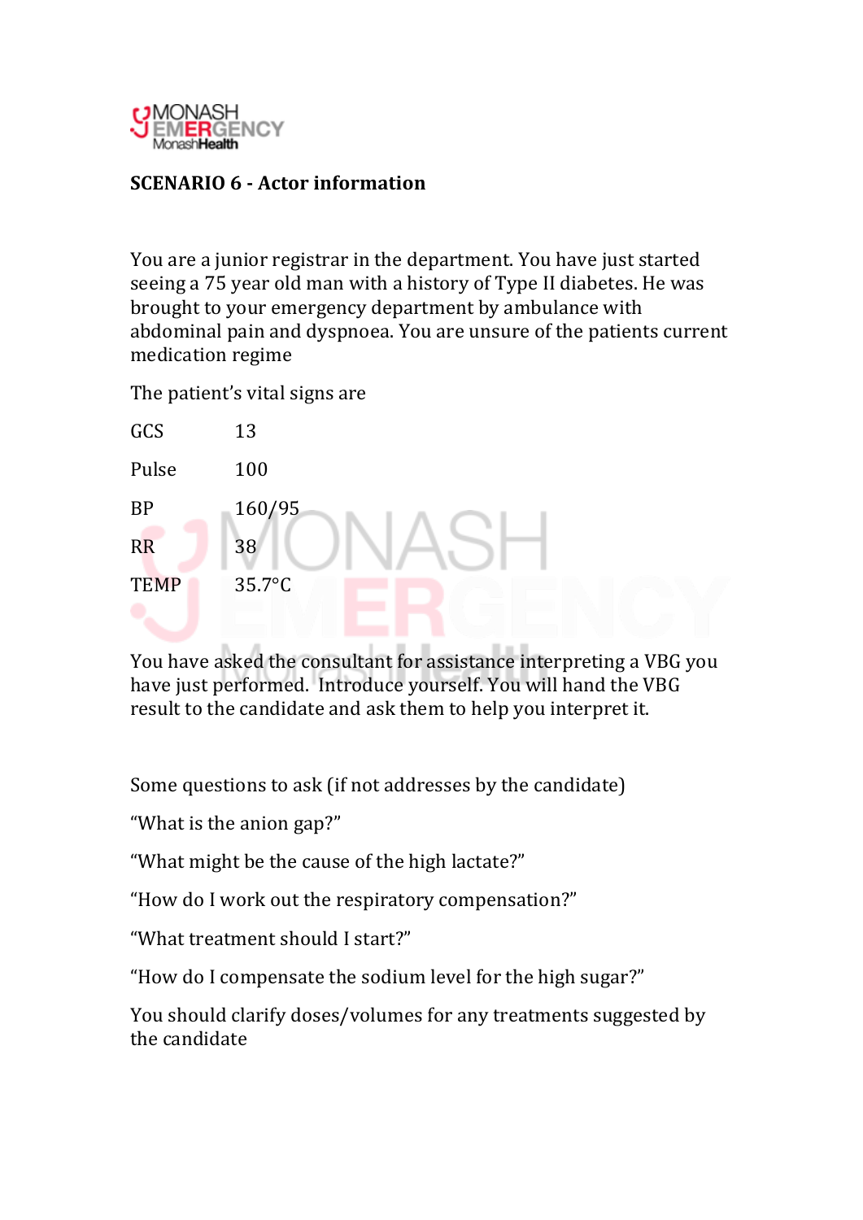**SCENARIO 6 - Actor information**

You are a junior registrar in the department. You have just started seeing a 75 year old man with a history of Type II diabetes. He was brought to your emergency department by ambulance with abdominal pain and dyspnoea. You are unsure of the patients current medication regime

The patient's vital signs are

| | |
|---|---|
| GCS | 13 |
| Pulse | 100 |
| BP | 160/95 |
| RR | 38 |
| TEMP | 35.7°C |

You have asked the consultant for assistance interpreting a VBG you have just performed. Introduce yourself. You will hand the VBG result to the candidate and ask them to help you interpret it.

Some questions to ask (if not addresses by the candidate)

"What is the anion gap?"

"What might be the cause of the high lactate?"

"How do I work out the respiratory compensation?"

"What treatment should I start?"

"How do I compensate the sodium level for the high sugar?"

You should clarify doses/volumes for any treatments suggested by the candidate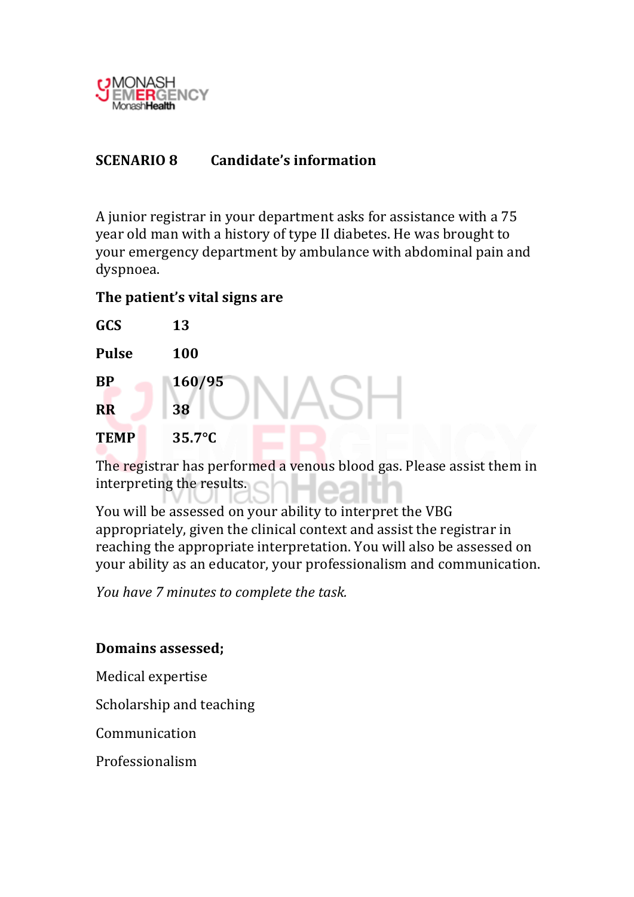**SCENARIO 8 Candidate's information**

A junior registrar in your department asks for assistance with a 75 year old man with a history of type II diabetes. He was brought to your emergency department by ambulance with abdominal pain and dyspnoea.

**The patient's vital signs are**

| | |
|---|---|
| **GCS** | **13** |
| **Pulse** | **100** |
| **BP** | **160/95** |
| **RR** | **38** |
| **TEMP** | **35.7°C** |

The registrar has performed a venous blood gas. Please assist them in interpreting the results.

You will be assessed on your ability to interpret the VBG appropriately, given the clinical context and assist the registrar in reaching the appropriate interpretation. You will also be assessed on your ability as an educator, your professionalism and communication.

*You have 7 minutes to complete the task.*

**Domains assessed;**

Medical expertise

Scholarship and teaching

Communication

Professionalism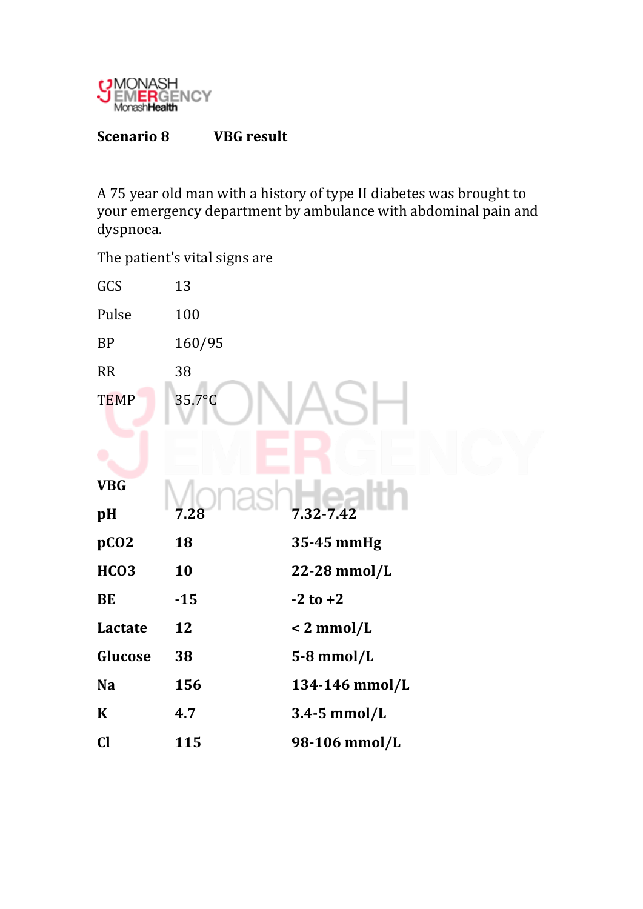**Scenario 8 VBG result**

A 75 year old man with a history of type II diabetes was brought to your emergency department by ambulance with abdominal pain and dyspnoea.

The patient's vital signs are

| | |
|---|---|
| GCS | 13 |
| Pulse | 100 |
| BP | 160/95 |
| RR | 38 |
| TEMP | 35.7°C |

| **VBG** | | |
|---|---|---|
| **pH** | **7.28** | **7.32-7.42** |
| **pCO2** | **18** | **35-45 mmHg** |
| **HCO3** | **10** | **22-28 mmol/L** |
| **BE** | **-15** | **-2 to +2** |
| **Lactate** | **12** | **< 2 mmol/L** |
| **Glucose** | **38** | **5-8 mmol/L** |
| **Na** | **156** | **134-146 mmol/L** |
| **K** | **4.7** | **3.4-5 mmol/L** |
| **Cl** | **115** | **98-106 mmol/L** |